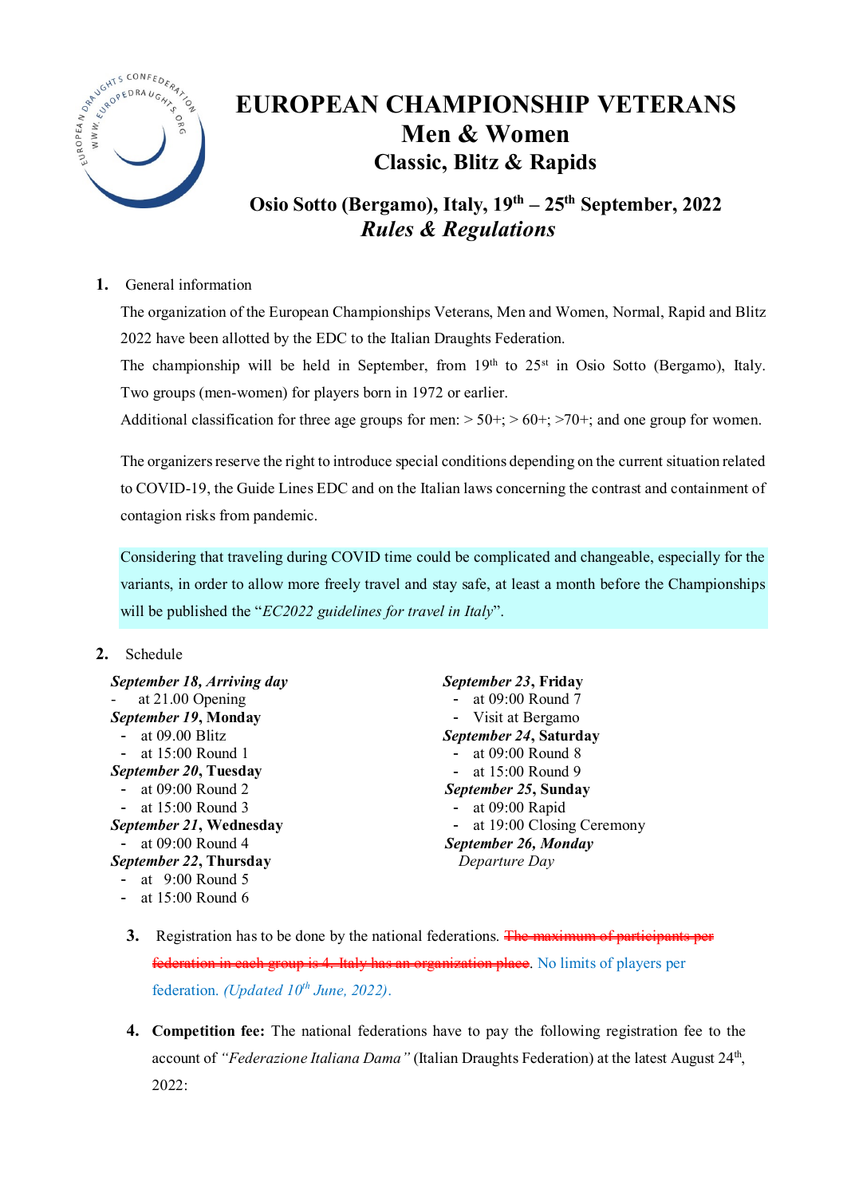# EUROPEAN CHAMPIONSHIP VETERANS
## Men & Women
## Classic, Blitz & Rapids

## Osio Sotto (Bergamo), Italy, 19th – 25th September, 2022
## *Rules & Regulations*

**1.** General information

The organization of the European Championships Veterans, Men and Women, Normal, Rapid and Blitz 2022 have been allotted by the EDC to the Italian Draughts Federation.

The championship will be held in September, from 19th to 25st in Osio Sotto (Bergamo), Italy. Two groups (men-women) for players born in 1972 or earlier.

Additional classification for three age groups for men: > 50+; > 60+; >70+; and one group for women.

The organizers reserve the right to introduce special conditions depending on the current situation related to COVID-19, the Guide Lines EDC and on the Italian laws concerning the contrast and containment of contagion risks from pandemic.

Considering that traveling during COVID time could be complicated and changeable, especially for the variants, in order to allow more freely travel and stay safe, at least a month before the Championships will be published the "*EC2022 guidelines for travel in Italy*".

**2.** Schedule

***September 18, Arriving day***
- at 21.00 Opening

***September 19*, Monday**
- at 09.00 Blitz
- at 15:00 Round 1

***September 20*, Tuesday**
- at 09:00 Round 2
- at 15:00 Round 3

***September 21*, Wednesday**
- at 09:00 Round 4

***September 22*, Thursday**
- at 9:00 Round 5
- at 15:00 Round 6

***September 23*, Friday**
- at 09:00 Round 7
- Visit at Bergamo

***September 24*, Saturday**
- at 09:00 Round 8
- at 15:00 Round 9

***September 25*, Sunday**
- at 09:00 Rapid
- at 19:00 Closing Ceremony

***September 26, Monday***
*Departure Day*

**3.** Registration has to be done by the national federations. ~~The maximum of participants per federation in each group is 4. Italy has an organization place~~. No limits of players per federation. *(Updated 10th June, 2022)*.

**4.** **Competition fee:** The national federations have to pay the following registration fee to the account of *"Federazione Italiana Dama"* (Italian Draughts Federation) at the latest August 24th, 2022: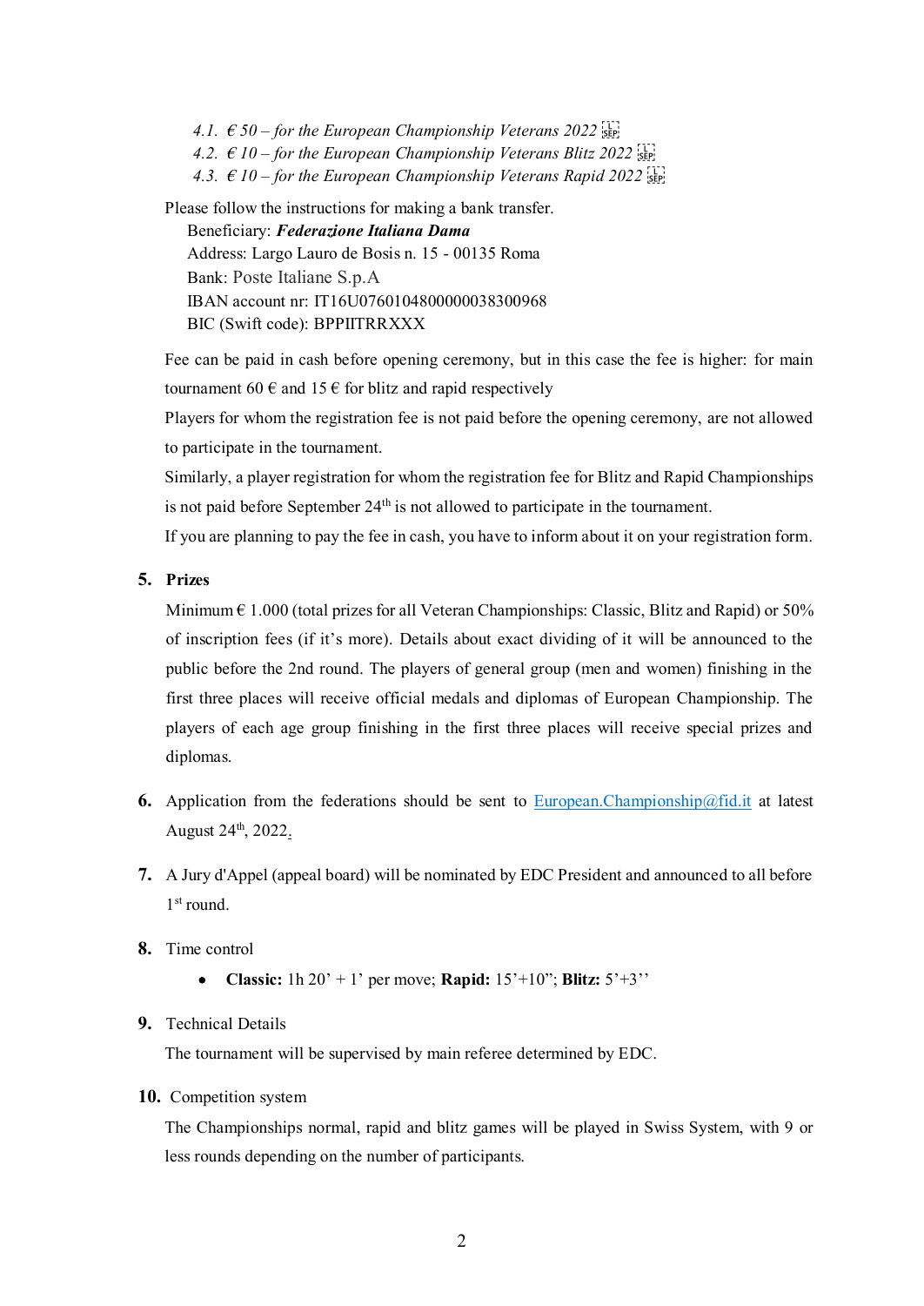4.1. *€ 50 – for the European Championship Veterans 2022*
4.2. *€ 10 – for the European Championship Veterans Blitz 2022*
4.3. *€ 10 – for the European Championship Veterans Rapid 2022*

Please follow the instructions for making a bank transfer.

Beneficiary: ***Federazione Italiana Dama***
Address: Largo Lauro de Bosis n. 15 - 00135 Roma
Bank: Poste Italiane S.p.A
IBAN account nr: IT16U0760104800000038300968
BIC (Swift code): BPPIITRRXXX

Fee can be paid in cash before opening ceremony, but in this case the fee is higher: for main tournament 60 € and 15 € for blitz and rapid respectively

Players for whom the registration fee is not paid before the opening ceremony, are not allowed to participate in the tournament.

Similarly, a player registration for whom the registration fee for Blitz and Rapid Championships is not paid before September 24th is not allowed to participate in the tournament.

If you are planning to pay the fee in cash, you have to inform about it on your registration form.

5. **Prizes**

Minimum € 1.000 (total prizes for all Veteran Championships: Classic, Blitz and Rapid) or 50% of inscription fees (if it's more). Details about exact dividing of it will be announced to the public before the 2nd round. The players of general group (men and women) finishing in the first three places will receive official medals and diplomas of European Championship. The players of each age group finishing in the first three places will receive special prizes and diplomas.

6. Application from the federations should be sent to European.Championship@fid.it at latest August 24th, 2022.

7. A Jury d'Appel (appeal board) will be nominated by EDC President and announced to all before 1st round.

8. Time control

- **Classic:** 1h 20' + 1' per move; **Rapid:** 15'+10"; **Blitz:** 5'+3''

9. Technical Details

The tournament will be supervised by main referee determined by EDC.

10. Competition system

The Championships normal, rapid and blitz games will be played in Swiss System, with 9 or less rounds depending on the number of participants.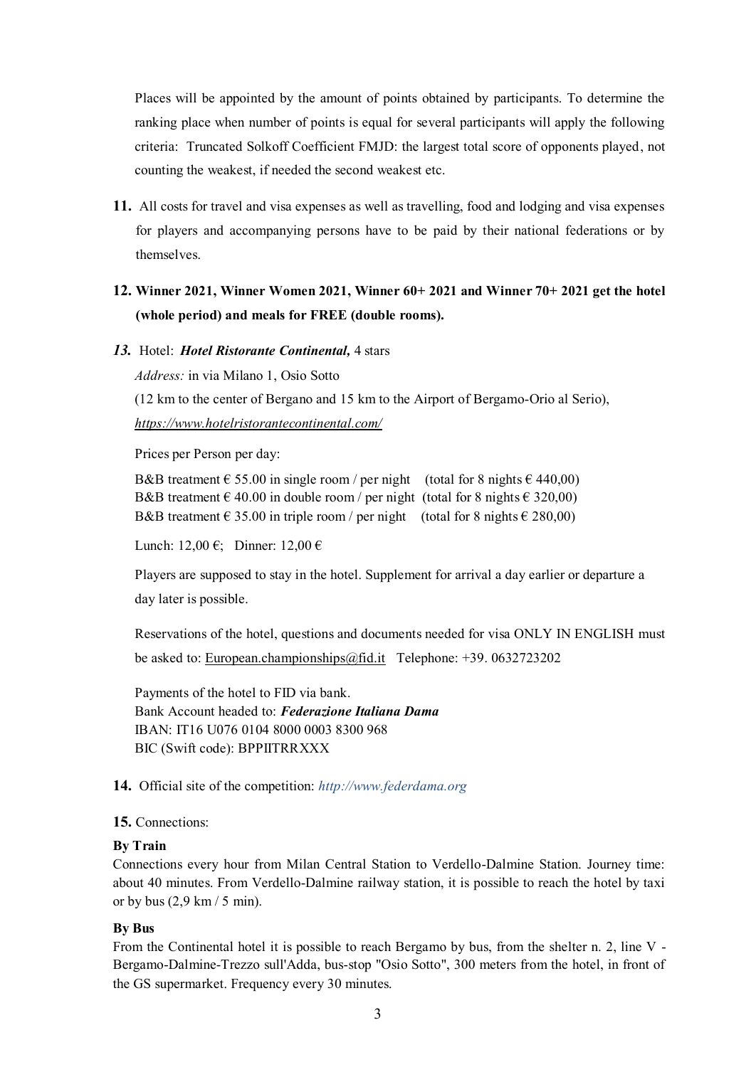Places will be appointed by the amount of points obtained by participants. To determine the ranking place when number of points is equal for several participants will apply the following criteria: Truncated Solkoff Coefficient FMJD: the largest total score of opponents played, not counting the weakest, if needed the second weakest etc.

**11.** All costs for travel and visa expenses as well as travelling, food and lodging and visa expenses for players and accompanying persons have to be paid by their national federations or by themselves.

**12. Winner 2021, Winner Women 2021, Winner 60+ 2021 and Winner 70+ 2021 get the hotel (whole period) and meals for FREE (double rooms).**

***13.*** Hotel: ***Hotel Ristorante Continental,*** 4 stars

*Address:* in via Milano 1, Osio Sotto

(12 km to the center of Bergano and 15 km to the Airport of Bergamo-Orio al Serio), *https://www.hotelristorantecontinental.com/*

Prices per Person per day:

B&B treatment € 55.00 in single room / per night (total for 8 nights € 440,00)
B&B treatment € 40.00 in double room / per night (total for 8 nights € 320,00)
B&B treatment € 35.00 in triple room / per night (total for 8 nights € 280,00)

Lunch: 12,00 €; Dinner: 12,00 €

Players are supposed to stay in the hotel. Supplement for arrival a day earlier or departure a day later is possible.

Reservations of the hotel, questions and documents needed for visa ONLY IN ENGLISH must be asked to: European.championships@fid.it Telephone: +39. 0632723202

Payments of the hotel to FID via bank.
Bank Account headed to: ***Federazione Italiana Dama***
IBAN: IT16 U076 0104 8000 0003 8300 968
BIC (Swift code): BPPIITRRXXX

**14.** Official site of the competition: *http://www.federdama.org*

**15.** Connections:

**By Train**

Connections every hour from Milan Central Station to Verdello-Dalmine Station. Journey time: about 40 minutes. From Verdello-Dalmine railway station, it is possible to reach the hotel by taxi or by bus (2,9 km / 5 min).

**By Bus**

From the Continental hotel it is possible to reach Bergamo by bus, from the shelter n. 2, line V - Bergamo-Dalmine-Trezzo sull'Adda, bus-stop "Osio Sotto", 300 meters from the hotel, in front of the GS supermarket. Frequency every 30 minutes.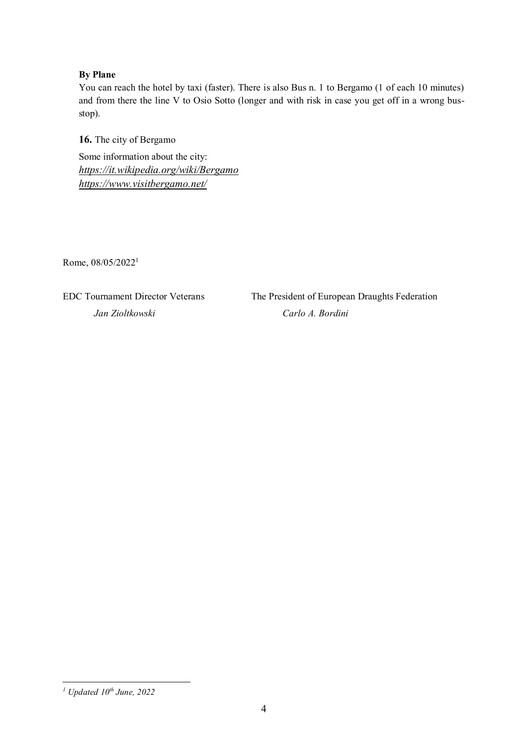**By Plane**

You can reach the hotel by taxi (faster). There is also Bus n. 1 to Bergamo (1 of each 10 minutes) and from there the line V to Osio Sotto (longer and with risk in case you get off in a wrong bus-stop).

**16.** The city of Bergamo

Some information about the city:
*https://it.wikipedia.org/wiki/Bergamo*
*https://www.visitbergamo.net/*

Rome, 08/05/2022[1]

EDC Tournament Director Veterans
*Jan Zioltkowski*

The President of European Draughts Federation
*Carlo A. Bordini*

---

[1] *Updated 10th June, 2022*